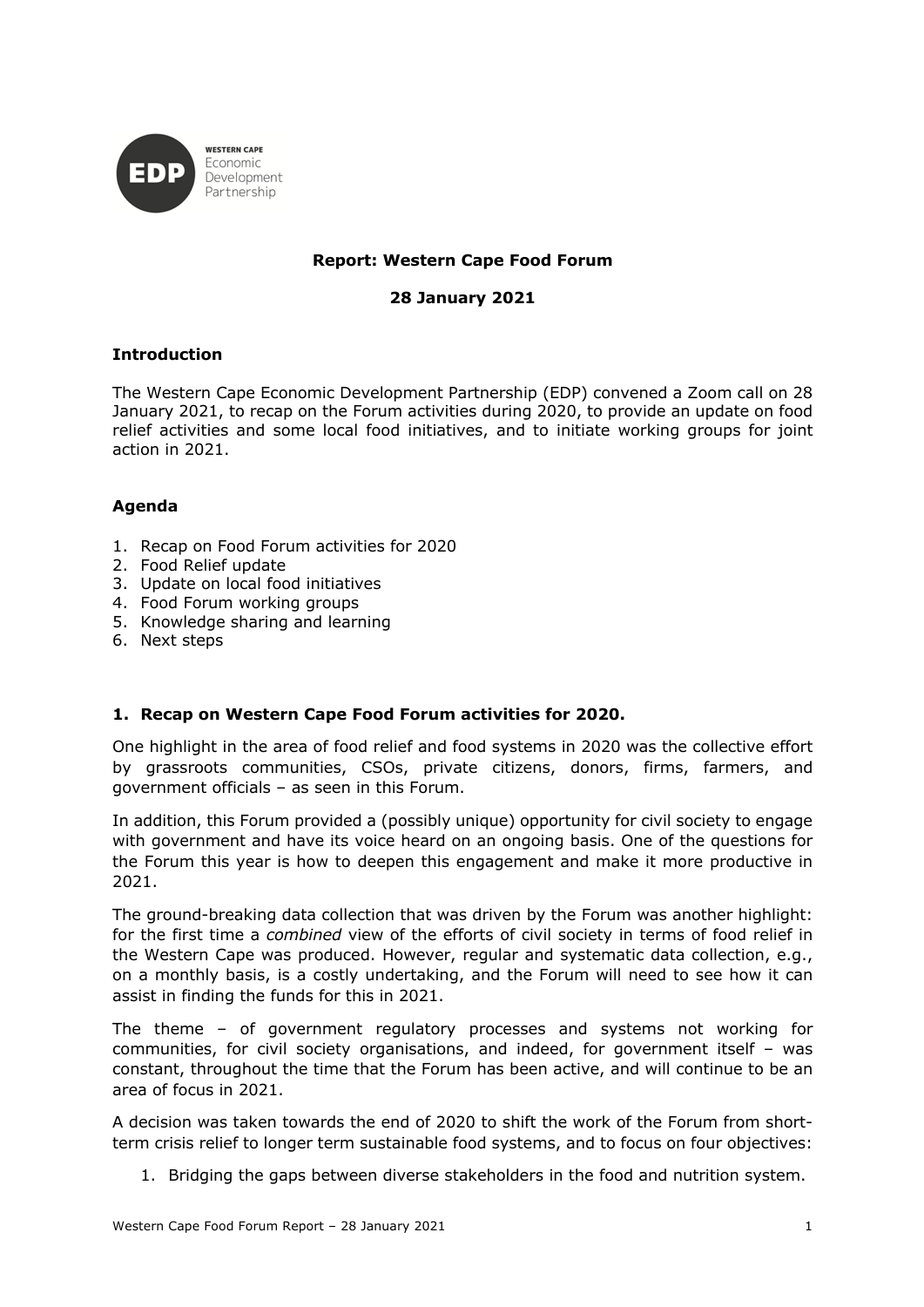**Report: Western Cape Food Forum**

**28 January 2021**

## Introduction

The Western Cape Economic Development Partnership (EDP) convened a Zoom call on 28 January 2021, to recap on the Forum activities during 2020, to provide an update on food relief activities and some local food initiatives, and to initiate working groups for joint action in 2021.

## Agenda

1. Recap on Food Forum activities for 2020
2. Food Relief update
3. Update on local food initiatives
4. Food Forum working groups
5. Knowledge sharing and learning
6. Next steps

## 1. Recap on Western Cape Food Forum activities for 2020.

One highlight in the area of food relief and food systems in 2020 was the collective effort by grassroots communities, CSOs, private citizens, donors, firms, farmers, and government officials – as seen in this Forum.

In addition, this Forum provided a (possibly unique) opportunity for civil society to engage with government and have its voice heard on an ongoing basis. One of the questions for the Forum this year is how to deepen this engagement and make it more productive in 2021.

The ground-breaking data collection that was driven by the Forum was another highlight: for the first time a *combined* view of the efforts of civil society in terms of food relief in the Western Cape was produced. However, regular and systematic data collection, e.g., on a monthly basis, is a costly undertaking, and the Forum will need to see how it can assist in finding the funds for this in 2021.

The theme – of government regulatory processes and systems not working for communities, for civil society organisations, and indeed, for government itself – was constant, throughout the time that the Forum has been active, and will continue to be an area of focus in 2021.

A decision was taken towards the end of 2020 to shift the work of the Forum from short-term crisis relief to longer term sustainable food systems, and to focus on four objectives:

1. Bridging the gaps between diverse stakeholders in the food and nutrition system.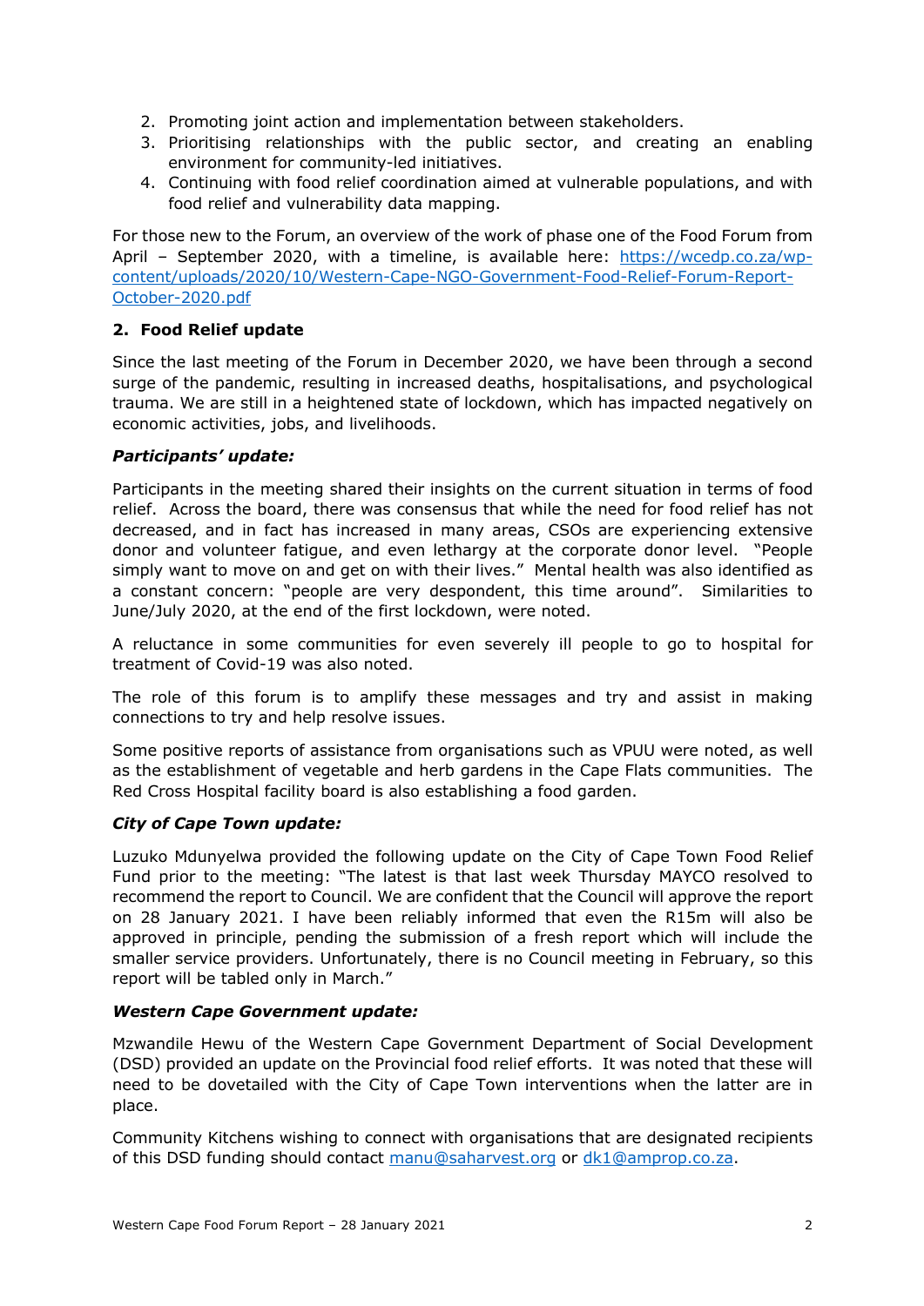2. Promoting joint action and implementation between stakeholders.
3. Prioritising relationships with the public sector, and creating an enabling environment for community-led initiatives.
4. Continuing with food relief coordination aimed at vulnerable populations, and with food relief and vulnerability data mapping.

For those new to the Forum, an overview of the work of phase one of the Food Forum from April – September 2020, with a timeline, is available here: [https://wcedp.co.za/wp-content/uploads/2020/10/Western-Cape-NGO-Government-Food-Relief-Forum-Report-October-2020.pdf](https://wcedp.co.za/wp-content/uploads/2020/10/Western-Cape-NGO-Government-Food-Relief-Forum-Report-October-2020.pdf)

## 2. Food Relief update

Since the last meeting of the Forum in December 2020, we have been through a second surge of the pandemic, resulting in increased deaths, hospitalisations, and psychological trauma. We are still in a heightened state of lockdown, which has impacted negatively on economic activities, jobs, and livelihoods.

### *Participants' update:*

Participants in the meeting shared their insights on the current situation in terms of food relief. Across the board, there was consensus that while the need for food relief has not decreased, and in fact has increased in many areas, CSOs are experiencing extensive donor and volunteer fatigue, and even lethargy at the corporate donor level. "People simply want to move on and get on with their lives." Mental health was also identified as a constant concern: "people are very despondent, this time around". Similarities to June/July 2020, at the end of the first lockdown, were noted.

A reluctance in some communities for even severely ill people to go to hospital for treatment of Covid-19 was also noted.

The role of this forum is to amplify these messages and try and assist in making connections to try and help resolve issues.

Some positive reports of assistance from organisations such as VPUU were noted, as well as the establishment of vegetable and herb gardens in the Cape Flats communities. The Red Cross Hospital facility board is also establishing a food garden.

### *City of Cape Town update:*

Luzuko Mdunyelwa provided the following update on the City of Cape Town Food Relief Fund prior to the meeting: "The latest is that last week Thursday MAYCO resolved to recommend the report to Council. We are confident that the Council will approve the report on 28 January 2021. I have been reliably informed that even the R15m will also be approved in principle, pending the submission of a fresh report which will include the smaller service providers. Unfortunately, there is no Council meeting in February, so this report will be tabled only in March."

### *Western Cape Government update:*

Mzwandile Hewu of the Western Cape Government Department of Social Development (DSD) provided an update on the Provincial food relief efforts. It was noted that these will need to be dovetailed with the City of Cape Town interventions when the latter are in place.

Community Kitchens wishing to connect with organisations that are designated recipients of this DSD funding should contact [manu@saharvest.org](mailto:manu@saharvest.org) or [dk1@amprop.co.za](mailto:dk1@amprop.co.za).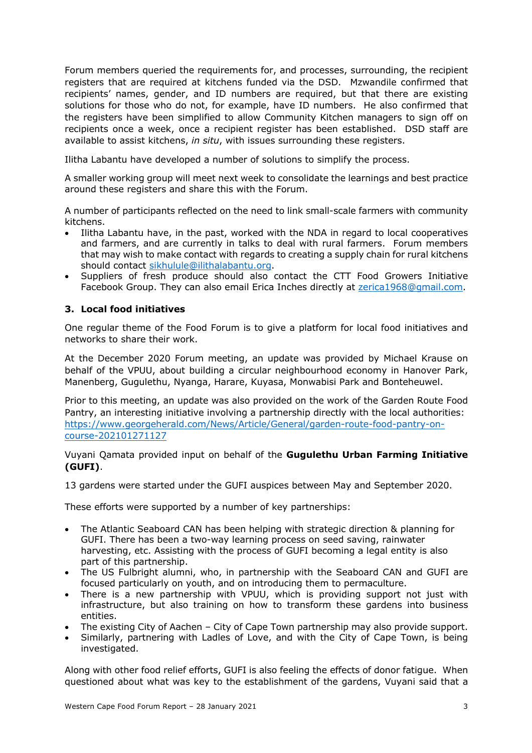Forum members queried the requirements for, and processes, surrounding, the recipient registers that are required at kitchens funded via the DSD. Mzwandile confirmed that recipients' names, gender, and ID numbers are required, but that there are existing solutions for those who do not, for example, have ID numbers. He also confirmed that the registers have been simplified to allow Community Kitchen managers to sign off on recipients once a week, once a recipient register has been established. DSD staff are available to assist kitchens, *in situ*, with issues surrounding these registers.

Ilitha Labantu have developed a number of solutions to simplify the process.

A smaller working group will meet next week to consolidate the learnings and best practice around these registers and share this with the Forum.

A number of participants reflected on the need to link small-scale farmers with community kitchens.

- Ilitha Labantu have, in the past, worked with the NDA in regard to local cooperatives and farmers, and are currently in talks to deal with rural farmers. Forum members that may wish to make contact with regards to creating a supply chain for rural kitchens should contact [sikhulule@ilithalabantu.org](mailto:sikhulule@ilithalabantu.org).
- Suppliers of fresh produce should also contact the CTT Food Growers Initiative Facebook Group. They can also email Erica Inches directly at [zerica1968@gmail.com](mailto:zerica1968@gmail.com).

### 3. Local food initiatives

One regular theme of the Food Forum is to give a platform for local food initiatives and networks to share their work.

At the December 2020 Forum meeting, an update was provided by Michael Krause on behalf of the VPUU, about building a circular neighbourhood economy in Hanover Park, Manenberg, Gugulethu, Nyanga, Harare, Kuyasa, Monwabisi Park and Bonteheuwel.

Prior to this meeting, an update was also provided on the work of the Garden Route Food Pantry, an interesting initiative involving a partnership directly with the local authorities: [https://www.georgeherald.com/News/Article/General/garden-route-food-pantry-on-course-202101271127](https://www.georgeherald.com/News/Article/General/garden-route-food-pantry-on-course-202101271127)

Vuyani Qamata provided input on behalf of the **Gugulethu Urban Farming Initiative (GUFI)**.

13 gardens were started under the GUFI auspices between May and September 2020.

These efforts were supported by a number of key partnerships:

- The Atlantic Seaboard CAN has been helping with strategic direction & planning for GUFI. There has been a two-way learning process on seed saving, rainwater harvesting, etc. Assisting with the process of GUFI becoming a legal entity is also part of this partnership.
- The US Fulbright alumni, who, in partnership with the Seaboard CAN and GUFI are focused particularly on youth, and on introducing them to permaculture.
- There is a new partnership with VPUU, which is providing support not just with infrastructure, but also training on how to transform these gardens into business entities.
- The existing City of Aachen – City of Cape Town partnership may also provide support.
- Similarly, partnering with Ladles of Love, and with the City of Cape Town, is being investigated.

Along with other food relief efforts, GUFI is also feeling the effects of donor fatigue. When questioned about what was key to the establishment of the gardens, Vuyani said that a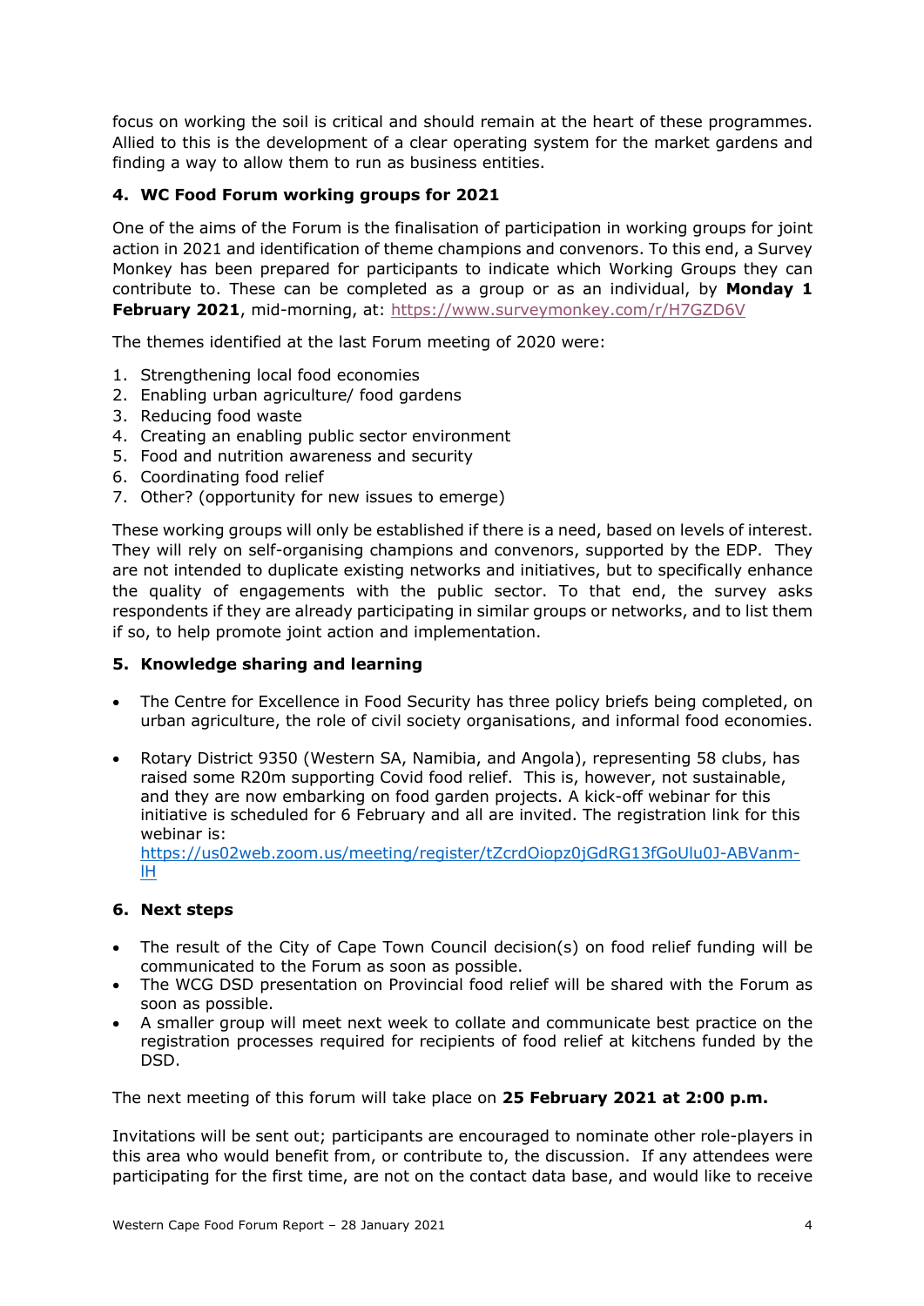focus on working the soil is critical and should remain at the heart of these programmes. Allied to this is the development of a clear operating system for the market gardens and finding a way to allow them to run as business entities.

## 4. WC Food Forum working groups for 2021

One of the aims of the Forum is the finalisation of participation in working groups for joint action in 2021 and identification of theme champions and convenors. To this end, a Survey Monkey has been prepared for participants to indicate which Working Groups they can contribute to. These can be completed as a group or as an individual, by **Monday 1 February 2021**, mid-morning, at: https://www.surveymonkey.com/r/H7GZD6V

The themes identified at the last Forum meeting of 2020 were:

1. Strengthening local food economies
2. Enabling urban agriculture/ food gardens
3. Reducing food waste
4. Creating an enabling public sector environment
5. Food and nutrition awareness and security
6. Coordinating food relief
7. Other? (opportunity for new issues to emerge)

These working groups will only be established if there is a need, based on levels of interest. They will rely on self-organising champions and convenors, supported by the EDP. They are not intended to duplicate existing networks and initiatives, but to specifically enhance the quality of engagements with the public sector. To that end, the survey asks respondents if they are already participating in similar groups or networks, and to list them if so, to help promote joint action and implementation.

## 5. Knowledge sharing and learning

- The Centre for Excellence in Food Security has three policy briefs being completed, on urban agriculture, the role of civil society organisations, and informal food economies.

- Rotary District 9350 (Western SA, Namibia, and Angola), representing 58 clubs, has raised some R20m supporting Covid food relief. This is, however, not sustainable, and they are now embarking on food garden projects. A kick-off webinar for this initiative is scheduled for 6 February and all are invited. The registration link for this webinar is: https://us02web.zoom.us/meeting/register/tZcrdOiopz0jGdRG13fGoUlu0J-ABVanm-lH

## 6. Next steps

- The result of the City of Cape Town Council decision(s) on food relief funding will be communicated to the Forum as soon as possible.
- The WCG DSD presentation on Provincial food relief will be shared with the Forum as soon as possible.
- A smaller group will meet next week to collate and communicate best practice on the registration processes required for recipients of food relief at kitchens funded by the DSD.

The next meeting of this forum will take place on **25 February 2021 at 2:00 p.m.**

Invitations will be sent out; participants are encouraged to nominate other role-players in this area who would benefit from, or contribute to, the discussion. If any attendees were participating for the first time, are not on the contact data base, and would like to receive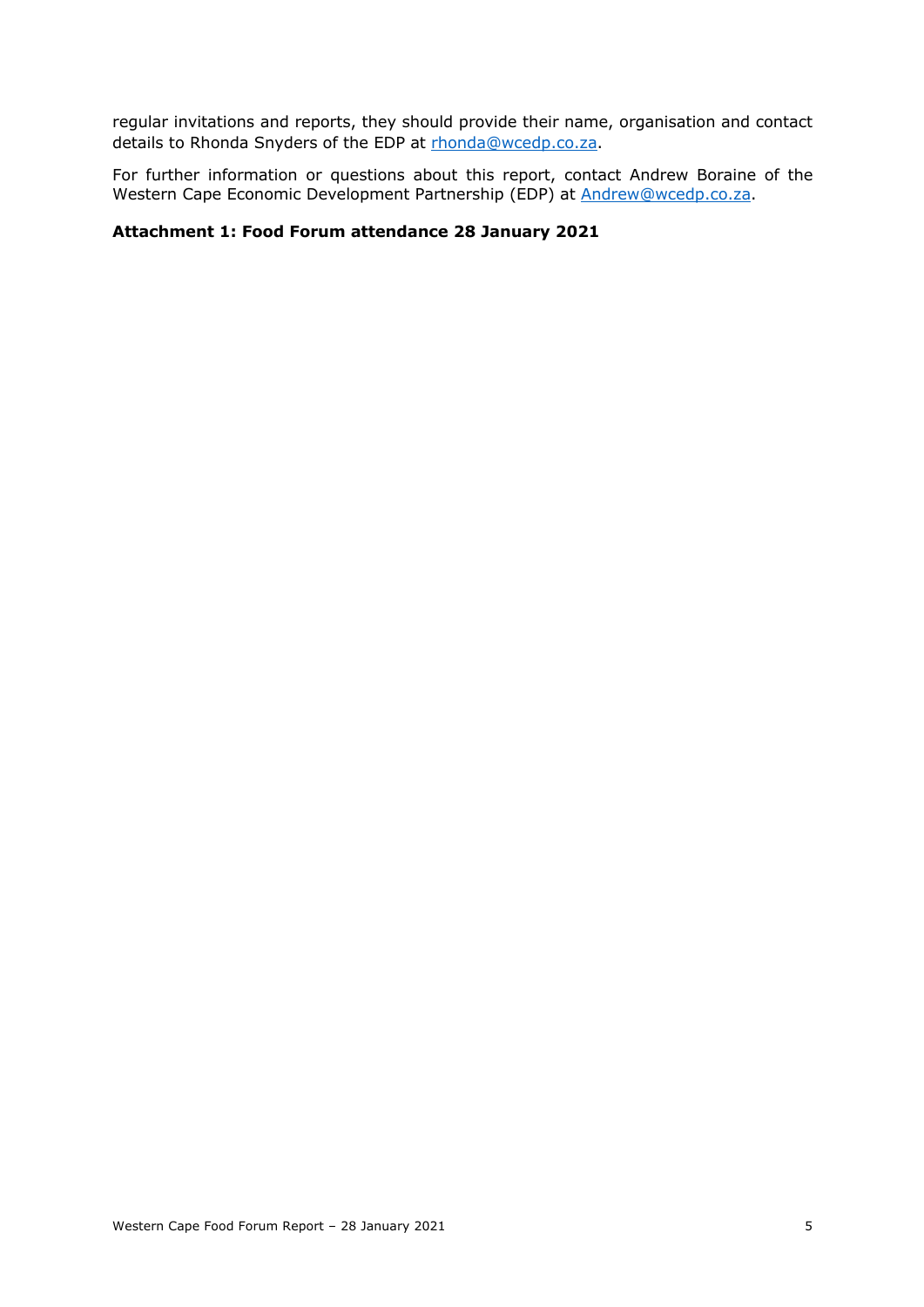regular invitations and reports, they should provide their name, organisation and contact details to Rhonda Snyders of the EDP at rhonda@wcedp.co.za.

For further information or questions about this report, contact Andrew Boraine of the Western Cape Economic Development Partnership (EDP) at Andrew@wcedp.co.za.

**Attachment 1: Food Forum attendance 28 January 2021**